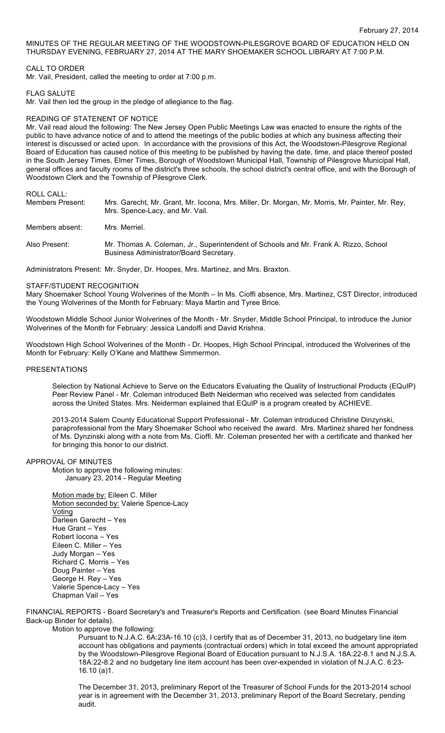February 27, 2014

MINUTES OF THE REGULAR MEETING OF THE WOODSTOWN-PILESGROVE BOARD OF EDUCATION HELD ON THURSDAY EVENING, FEBRUARY 27, 2014 AT THE MARY SHOEMAKER SCHOOL LIBRARY AT 7:00 P.M.

CALL TO ORDER
Mr. Vail, President, called the meeting to order at 7:00 p.m.

FLAG SALUTE
Mr. Vail then led the group in the pledge of allegiance to the flag.

READING OF STATENENT OF NOTICE
Mr. Vail read aloud the following: The New Jersey Open Public Meetings Law was enacted to ensure the rights of the public to have advance notice of and to attend the meetings of the public bodies at which any business affecting their interest is discussed or acted upon. In accordance with the provisions of this Act, the Woodstown-Pilesgrove Regional Board of Education has caused notice of this meeting to be published by having the date, time, and place thereof posted in the South Jersey Times, Elmer Times, Borough of Woodstown Municipal Hall, Township of Pilesgrove Municipal Hall, general offices and faculty rooms of the district's three schools, the school district's central office, and with the Borough of Woodstown Clerk and the Township of Pilesgrove Clerk.

ROLL CALL:

Members Present: Mrs. Garecht, Mr. Grant, Mr. Iocona, Mrs. Miller, Dr. Morgan, Mr. Morris, Mr. Painter, Mr. Rey, Mrs. Spence-Lacy, and Mr. Vail.

Members absent: Mrs. Merriel.

Also Present: Mr. Thomas A. Coleman, Jr., Superintendent of Schools and Mr. Frank A. Rizzo, School Business Administrator/Board Secretary.

Administrators Present: Mr. Snyder, Dr. Hoopes, Mrs. Martinez, and Mrs. Braxton.

STAFF/STUDENT RECOGNITION
Mary Shoemaker School Young Wolverines of the Month – In Ms. Cioffi absence, Mrs. Martinez, CST Director, introduced the Young Wolverines of the Month for February: Maya Martin and Tyree Brice.

Woodstown Middle School Junior Wolverines of the Month - Mr. Snyder, Middle School Principal, to introduce the Junior Wolverines of the Month for February: Jessica Landolfi and David Krishna.

Woodstown High School Wolverines of the Month - Dr. Hoopes, High School Principal, introduced the Wolverines of the Month for February: Kelly O'Kane and Matthew Simmermon.

PRESENTATIONS

Selection by National Achieve to Serve on the Educators Evaluating the Quality of Instructional Products (EQuIP) Peer Review Panel - Mr. Coleman introduced Beth Neiderman who received was selected from candidates across the United States. Mrs. Neiderman explained that EQuIP is a program created by ACHIEVE.

2013-2014 Salem County Educational Support Professional - Mr. Coleman introduced Christine Dinzynski, paraprofessional from the Mary Shoemaker School who received the award. Mrs. Martinez shared her fondness of Ms. Dynzinski along with a note from Ms. Cioffi. Mr. Coleman presented her with a certificate and thanked her for bringing this honor to our district.

APPROVAL OF MINUTES

Motion to approve the following minutes:
January 23, 2014 - Regular Meeting

Motion made by: Eileen C. Miller
Motion seconded by: Valerie Spence-Lacy
Voting
Darleen Garecht – Yes
Hue Grant – Yes
Robert Iocona – Yes
Eileen C. Miller – Yes
Judy Morgan – Yes
Richard C. Morris – Yes
Doug Painter – Yes
George H. Rey – Yes
Valerie Spence-Lacy – Yes
Chapman Vail – Yes

FINANCIAL REPORTS - Board Secretary's and Treasurer's Reports and Certification. (see Board Minutes Financial Back-up Binder for details).

Motion to approve the following:

Pursuant to N.J.A.C. 6A:23A-16.10 (c)3, I certify that as of December 31, 2013, no budgetary line item account has obligations and payments (contractual orders) which in total exceed the amount appropriated by the Woodstown-Pilesgrove Regional Board of Education pursuant to N.J.S.A. 18A:22-8.1 and N.J.S.A. 18A:22-8.2 and no budgetary line item account has been over-expended in violation of N.J.A.C. 6:23-16.10 (a)1.

The December 31, 2013, preliminary Report of the Treasurer of School Funds for the 2013-2014 school year is in agreement with the December 31, 2013, preliminary Report of the Board Secretary, pending audit.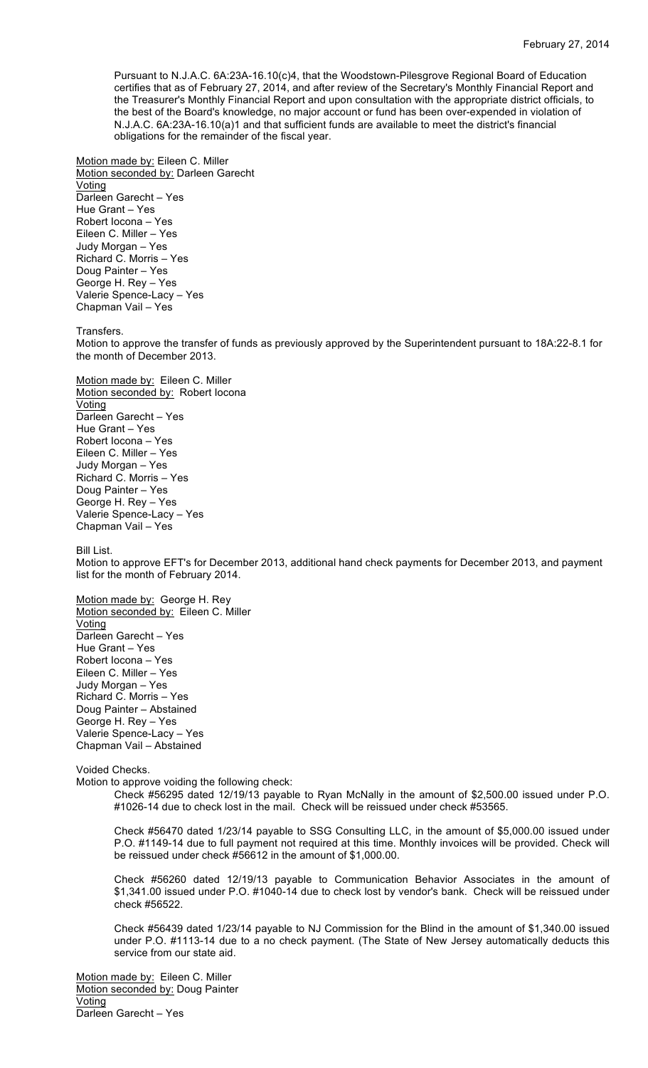Pursuant to N.J.A.C. 6A:23A-16.10(c)4, that the Woodstown-Pilesgrove Regional Board of Education certifies that as of February 27, 2014, and after review of the Secretary's Monthly Financial Report and the Treasurer's Monthly Financial Report and upon consultation with the appropriate district officials, to the best of the Board's knowledge, no major account or fund has been over-expended in violation of N.J.A.C. 6A:23A-16.10(a)1 and that sufficient funds are available to meet the district's financial obligations for the remainder of the fiscal year.

Motion made by: Eileen C. Miller
Motion seconded by: Darleen Garecht
Voting
Darleen Garecht – Yes
Hue Grant – Yes
Robert Iocona – Yes
Eileen C. Miller – Yes
Judy Morgan – Yes
Richard C. Morris – Yes
Doug Painter – Yes
George H. Rey – Yes
Valerie Spence-Lacy – Yes
Chapman Vail – Yes

Transfers.
Motion to approve the transfer of funds as previously approved by the Superintendent pursuant to 18A:22-8.1 for the month of December 2013.

Motion made by: Eileen C. Miller
Motion seconded by: Robert Iocona
Voting
Darleen Garecht – Yes
Hue Grant – Yes
Robert Iocona – Yes
Eileen C. Miller – Yes
Judy Morgan – Yes
Richard C. Morris – Yes
Doug Painter – Yes
George H. Rey – Yes
Valerie Spence-Lacy – Yes
Chapman Vail – Yes

Bill List.
Motion to approve EFT's for December 2013, additional hand check payments for December 2013, and payment list for the month of February 2014.

Motion made by: George H. Rey
Motion seconded by: Eileen C. Miller
Voting
Darleen Garecht – Yes
Hue Grant – Yes
Robert Iocona – Yes
Eileen C. Miller – Yes
Judy Morgan – Yes
Richard C. Morris – Yes
Doug Painter – Abstained
George H. Rey – Yes
Valerie Spence-Lacy – Yes
Chapman Vail – Abstained

Voided Checks.
Motion to approve voiding the following check:

Check #56295 dated 12/19/13 payable to Ryan McNally in the amount of $2,500.00 issued under P.O. #1026-14 due to check lost in the mail. Check will be reissued under check #53565.

Check #56470 dated 1/23/14 payable to SSG Consulting LLC, in the amount of $5,000.00 issued under P.O. #1149-14 due to full payment not required at this time. Monthly invoices will be provided. Check will be reissued under check #56612 in the amount of $1,000.00.

Check #56260 dated 12/19/13 payable to Communication Behavior Associates in the amount of $1,341.00 issued under P.O. #1040-14 due to check lost by vendor's bank. Check will be reissued under check #56522.

Check #56439 dated 1/23/14 payable to NJ Commission for the Blind in the amount of $1,340.00 issued under P.O. #1113-14 due to a no check payment. (The State of New Jersey automatically deducts this service from our state aid.

Motion made by: Eileen C. Miller
Motion seconded by: Doug Painter
Voting
Darleen Garecht – Yes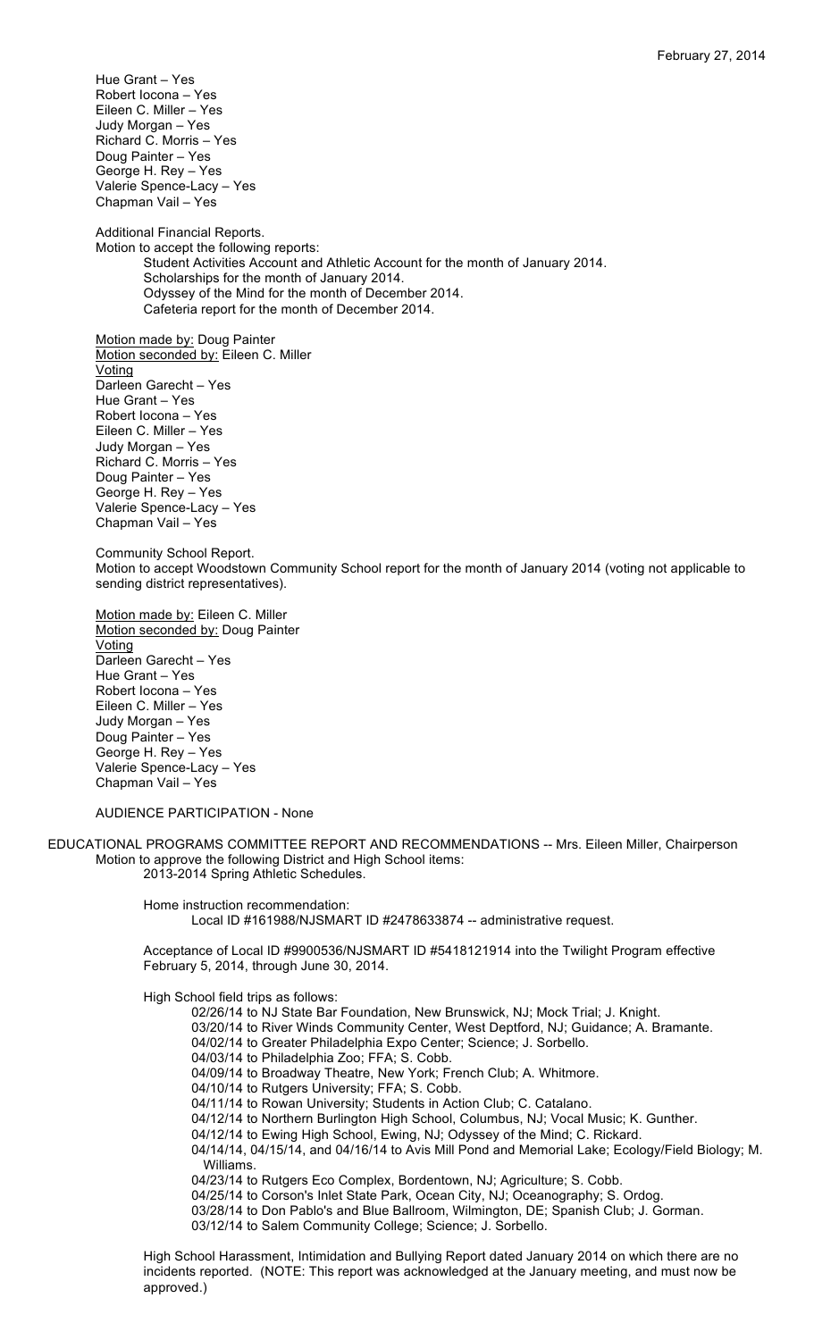Hue Grant – Yes
Robert Iocona – Yes
Eileen C. Miller – Yes
Judy Morgan – Yes
Richard C. Morris – Yes
Doug Painter – Yes
George H. Rey – Yes
Valerie Spence-Lacy – Yes
Chapman Vail – Yes

Additional Financial Reports.
Motion to accept the following reports:

- Student Activities Account and Athletic Account for the month of January 2014.
- Scholarships for the month of January 2014.
- Odyssey of the Mind for the month of December 2014.
- Cafeteria report for the month of December 2014.

Motion made by: Doug Painter
Motion seconded by: Eileen C. Miller
Voting
Darleen Garecht – Yes
Hue Grant – Yes
Robert Iocona – Yes
Eileen C. Miller – Yes
Judy Morgan – Yes
Richard C. Morris – Yes
Doug Painter – Yes
George H. Rey – Yes
Valerie Spence-Lacy – Yes
Chapman Vail – Yes

Community School Report.
Motion to accept Woodstown Community School report for the month of January 2014 (voting not applicable to sending district representatives).

Motion made by: Eileen C. Miller
Motion seconded by: Doug Painter
Voting
Darleen Garecht – Yes
Hue Grant – Yes
Robert Iocona – Yes
Eileen C. Miller – Yes
Judy Morgan – Yes
Doug Painter – Yes
George H. Rey – Yes
Valerie Spence-Lacy – Yes
Chapman Vail – Yes

AUDIENCE PARTICIPATION - None

EDUCATIONAL PROGRAMS COMMITTEE REPORT AND RECOMMENDATIONS -- Mrs. Eileen Miller, Chairperson
Motion to approve the following District and High School items:

2013-2014 Spring Athletic Schedules.

Home instruction recommendation:
Local ID #161988/NJSMART ID #2478633874 -- administrative request.

Acceptance of Local ID #9900536/NJSMART ID #5418121914 into the Twilight Program effective February 5, 2014, through June 30, 2014.

High School field trips as follows:

- 02/26/14 to NJ State Bar Foundation, New Brunswick, NJ; Mock Trial; J. Knight.
- 03/20/14 to River Winds Community Center, West Deptford, NJ; Guidance; A. Bramante.
- 04/02/14 to Greater Philadelphia Expo Center; Science; J. Sorbello.
- 04/03/14 to Philadelphia Zoo; FFA; S. Cobb.
- 04/09/14 to Broadway Theatre, New York; French Club; A. Whitmore.
- 04/10/14 to Rutgers University; FFA; S. Cobb.
- 04/11/14 to Rowan University; Students in Action Club; C. Catalano.
- 04/12/14 to Northern Burlington High School, Columbus, NJ; Vocal Music; K. Gunther.
- 04/12/14 to Ewing High School, Ewing, NJ; Odyssey of the Mind; C. Rickard.
- 04/14/14, 04/15/14, and 04/16/14 to Avis Mill Pond and Memorial Lake; Ecology/Field Biology; M. Williams.
- 04/23/14 to Rutgers Eco Complex, Bordentown, NJ; Agriculture; S. Cobb.
- 04/25/14 to Corson's Inlet State Park, Ocean City, NJ; Oceanography; S. Ordog.
- 03/28/14 to Don Pablo's and Blue Ballroom, Wilmington, DE; Spanish Club; J. Gorman.
- 03/12/14 to Salem Community College; Science; J. Sorbello.

High School Harassment, Intimidation and Bullying Report dated January 2014 on which there are no incidents reported. (NOTE: This report was acknowledged at the January meeting, and must now be approved.)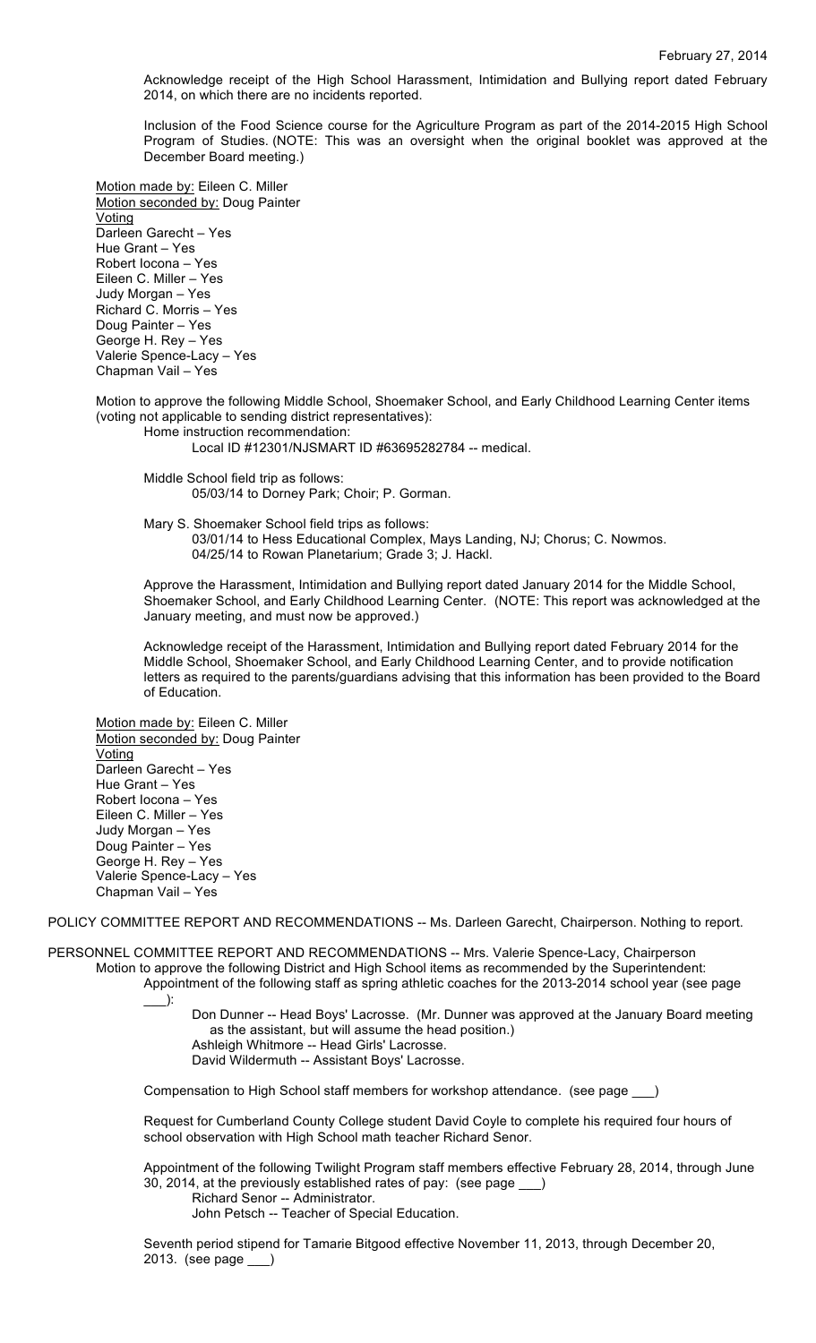Acknowledge receipt of the High School Harassment, Intimidation and Bullying report dated February 2014, on which there are no incidents reported.

Inclusion of the Food Science course for the Agriculture Program as part of the 2014-2015 High School Program of Studies. (NOTE: This was an oversight when the original booklet was approved at the December Board meeting.)

Motion made by: Eileen C. Miller
Motion seconded by: Doug Painter
Voting
Darleen Garecht – Yes
Hue Grant – Yes
Robert Iocona – Yes
Eileen C. Miller – Yes
Judy Morgan – Yes
Richard C. Morris – Yes
Doug Painter – Yes
George H. Rey – Yes
Valerie Spence-Lacy – Yes
Chapman Vail – Yes

Motion to approve the following Middle School, Shoemaker School, and Early Childhood Learning Center items (voting not applicable to sending district representatives):

Home instruction recommendation:
Local ID #12301/NJSMART ID #63695282784 -- medical.

Middle School field trip as follows:
05/03/14 to Dorney Park; Choir; P. Gorman.

Mary S. Shoemaker School field trips as follows:
03/01/14 to Hess Educational Complex, Mays Landing, NJ; Chorus; C. Nowmos.
04/25/14 to Rowan Planetarium; Grade 3; J. Hackl.

Approve the Harassment, Intimidation and Bullying report dated January 2014 for the Middle School, Shoemaker School, and Early Childhood Learning Center. (NOTE: This report was acknowledged at the January meeting, and must now be approved.)

Acknowledge receipt of the Harassment, Intimidation and Bullying report dated February 2014 for the Middle School, Shoemaker School, and Early Childhood Learning Center, and to provide notification letters as required to the parents/guardians advising that this information has been provided to the Board of Education.

Motion made by: Eileen C. Miller
Motion seconded by: Doug Painter
Voting
Darleen Garecht – Yes
Hue Grant – Yes
Robert Iocona – Yes
Eileen C. Miller – Yes
Judy Morgan – Yes
Doug Painter – Yes
George H. Rey – Yes
Valerie Spence-Lacy – Yes
Chapman Vail – Yes

POLICY COMMITTEE REPORT AND RECOMMENDATIONS -- Ms. Darleen Garecht, Chairperson. Nothing to report.

PERSONNEL COMMITTEE REPORT AND RECOMMENDATIONS -- Mrs. Valerie Spence-Lacy, Chairperson

Motion to approve the following District and High School items as recommended by the Superintendent:

Appointment of the following staff as spring athletic coaches for the 2013-2014 school year (see page ___):
Don Dunner -- Head Boys' Lacrosse. (Mr. Dunner was approved at the January Board meeting as the assistant, but will assume the head position.)
Ashleigh Whitmore -- Head Girls' Lacrosse.
David Wildermuth -- Assistant Boys' Lacrosse.

Compensation to High School staff members for workshop attendance. (see page ___)

Request for Cumberland County College student David Coyle to complete his required four hours of school observation with High School math teacher Richard Senor.

Appointment of the following Twilight Program staff members effective February 28, 2014, through June 30, 2014, at the previously established rates of pay: (see page ___)
Richard Senor -- Administrator.
John Petsch -- Teacher of Special Education.

Seventh period stipend for Tamarie Bitgood effective November 11, 2013, through December 20, 2013. (see page ___)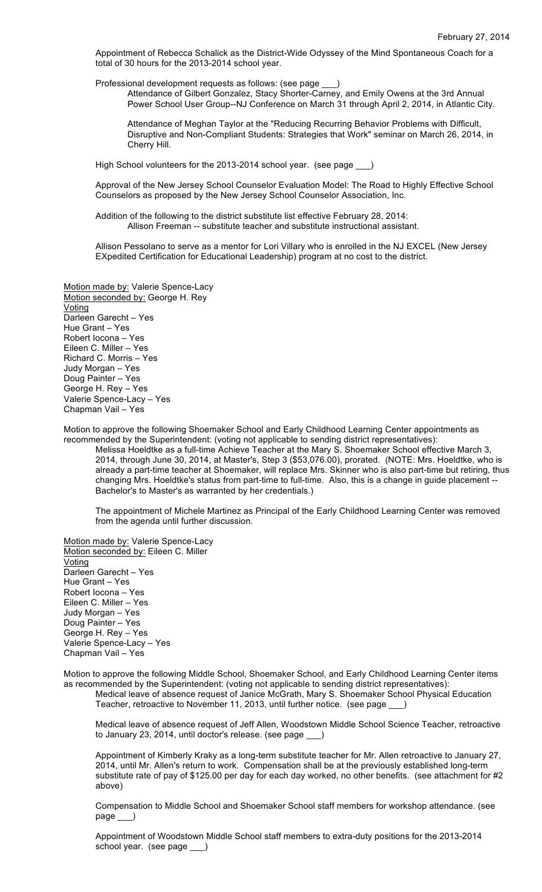Appointment of Rebecca Schalick as the District-Wide Odyssey of the Mind Spontaneous Coach for a total of 30 hours for the 2013-2014 school year.

Professional development requests as follows: (see page ___)

Attendance of Gilbert Gonzalez, Stacy Shorter-Carney, and Emily Owens at the 3rd Annual Power School User Group--NJ Conference on March 31 through April 2, 2014, in Atlantic City.

Attendance of Meghan Taylor at the "Reducing Recurring Behavior Problems with Difficult, Disruptive and Non-Compliant Students: Strategies that Work" seminar on March 26, 2014, in Cherry Hill.

High School volunteers for the 2013-2014 school year. (see page ___)

Approval of the New Jersey School Counselor Evaluation Model: The Road to Highly Effective School Counselors as proposed by the New Jersey School Counselor Association, Inc.

Addition of the following to the district substitute list effective February 28, 2014:

Allison Freeman -- substitute teacher and substitute instructional assistant.

Allison Pessolano to serve as a mentor for Lori Villary who is enrolled in the NJ EXCEL (New Jersey EXpedited Certification for Educational Leadership) program at no cost to the district.

Motion made by: Valerie Spence-Lacy
Motion seconded by: George H. Rey
Voting
Darleen Garecht – Yes
Hue Grant – Yes
Robert Iocona – Yes
Eileen C. Miller – Yes
Richard C. Morris – Yes
Judy Morgan – Yes
Doug Painter – Yes
George H. Rey – Yes
Valerie Spence-Lacy – Yes
Chapman Vail – Yes

Motion to approve the following Shoemaker School and Early Childhood Learning Center appointments as recommended by the Superintendent: (voting not applicable to sending district representatives):

Melissa Hoeldtke as a full-time Achieve Teacher at the Mary S. Shoemaker School effective March 3, 2014, through June 30, 2014, at Master's, Step 3 ($53,076.00), prorated. (NOTE: Mrs. Hoeldtke, who is already a part-time teacher at Shoemaker, will replace Mrs. Skinner who is also part-time but retiring, thus changing Mrs. Hoeldtke's status from part-time to full-time. Also, this is a change in guide placement -- Bachelor's to Master's as warranted by her credentials.)

The appointment of Michele Martinez as Principal of the Early Childhood Learning Center was removed from the agenda until further discussion.

Motion made by: Valerie Spence-Lacy
Motion seconded by: Eileen C. Miller
Voting
Darleen Garecht – Yes
Hue Grant – Yes
Robert Iocona – Yes
Eileen C. Miller – Yes
Judy Morgan – Yes
Doug Painter – Yes
George H. Rey – Yes
Valerie Spence-Lacy – Yes
Chapman Vail – Yes

Motion to approve the following Middle School, Shoemaker School, and Early Childhood Learning Center items as recommended by the Superintendent: (voting not applicable to sending district representatives):

Medical leave of absence request of Janice McGrath, Mary S. Shoemaker School Physical Education Teacher, retroactive to November 11, 2013, until further notice. (see page ___)

Medical leave of absence request of Jeff Allen, Woodstown Middle School Science Teacher, retroactive to January 23, 2014, until doctor's release. (see page ___)

Appointment of Kimberly Kraky as a long-term substitute teacher for Mr. Allen retroactive to January 27, 2014, until Mr. Allen's return to work. Compensation shall be at the previously established long-term substitute rate of pay of $125.00 per day for each day worked, no other benefits. (see attachment for #2 above)

Compensation to Middle School and Shoemaker School staff members for workshop attendance. (see page ___)

Appointment of Woodstown Middle School staff members to extra-duty positions for the 2013-2014 school year. (see page ___)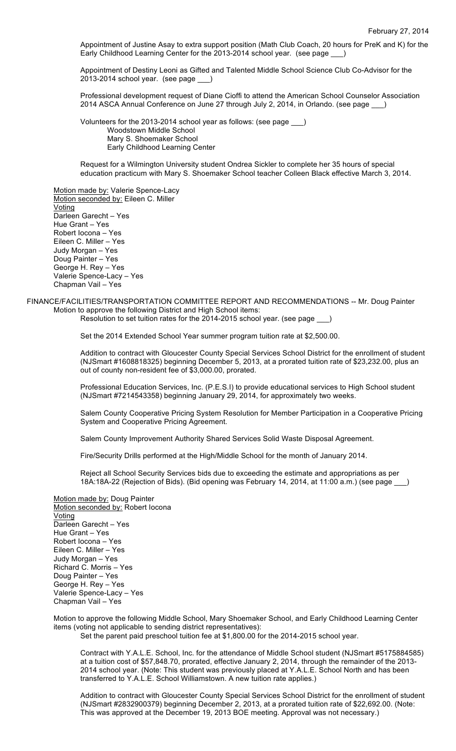Appointment of Justine Asay to extra support position (Math Club Coach, 20 hours for PreK and K) for the Early Childhood Learning Center for the 2013-2014 school year. (see page ___)

Appointment of Destiny Leoni as Gifted and Talented Middle School Science Club Co-Advisor for the 2013-2014 school year. (see page ___)

Professional development request of Diane Cioffi to attend the American School Counselor Association 2014 ASCA Annual Conference on June 27 through July 2, 2014, in Orlando. (see page ___)

Volunteers for the 2013-2014 school year as follows: (see page ___)
- Woodstown Middle School
- Mary S. Shoemaker School
- Early Childhood Learning Center

Request for a Wilmington University student Ondrea Sickler to complete her 35 hours of special education practicum with Mary S. Shoemaker School teacher Colleen Black effective March 3, 2014.

Motion made by: Valerie Spence-Lacy
Motion seconded by: Eileen C. Miller
Voting
Darleen Garecht – Yes
Hue Grant – Yes
Robert Iocona – Yes
Eileen C. Miller – Yes
Judy Morgan – Yes
Doug Painter – Yes
George H. Rey – Yes
Valerie Spence-Lacy – Yes
Chapman Vail – Yes

FINANCE/FACILITIES/TRANSPORTATION COMMITTEE REPORT AND RECOMMENDATIONS -- Mr. Doug Painter

Motion to approve the following District and High School items:

Resolution to set tuition rates for the 2014-2015 school year. (see page ___)

Set the 2014 Extended School Year summer program tuition rate at $2,500.00.

Addition to contract with Gloucester County Special Services School District for the enrollment of student (NJSmart #1608818325) beginning December 5, 2013, at a prorated tuition rate of $23,232.00, plus an out of county non-resident fee of $3,000.00, prorated.

Professional Education Services, Inc. (P.E.S.I) to provide educational services to High School student (NJSmart #7214543358) beginning January 29, 2014, for approximately two weeks.

Salem County Cooperative Pricing System Resolution for Member Participation in a Cooperative Pricing System and Cooperative Pricing Agreement.

Salem County Improvement Authority Shared Services Solid Waste Disposal Agreement.

Fire/Security Drills performed at the High/Middle School for the month of January 2014.

Reject all School Security Services bids due to exceeding the estimate and appropriations as per 18A:18A-22 (Rejection of Bids). (Bid opening was February 14, 2014, at 11:00 a.m.) (see page ___)

Motion made by: Doug Painter
Motion seconded by: Robert Iocona
Voting
Darleen Garecht – Yes
Hue Grant – Yes
Robert Iocona – Yes
Eileen C. Miller – Yes
Judy Morgan – Yes
Richard C. Morris – Yes
Doug Painter – Yes
George H. Rey – Yes
Valerie Spence-Lacy – Yes
Chapman Vail – Yes

Motion to approve the following Middle School, Mary Shoemaker School, and Early Childhood Learning Center items (voting not applicable to sending district representatives):

Set the parent paid preschool tuition fee at $1,800.00 for the 2014-2015 school year.

Contract with Y.A.L.E. School, Inc. for the attendance of Middle School student (NJSmart #5175884585) at a tuition cost of $57,848.70, prorated, effective January 2, 2014, through the remainder of the 2013-2014 school year. (Note: This student was previously placed at Y.A.L.E. School North and has been transferred to Y.A.L.E. School Williamstown. A new tuition rate applies.)

Addition to contract with Gloucester County Special Services School District for the enrollment of student (NJSmart #2832900379) beginning December 2, 2013, at a prorated tuition rate of $22,692.00. (Note: This was approved at the December 19, 2013 BOE meeting. Approval was not necessary.)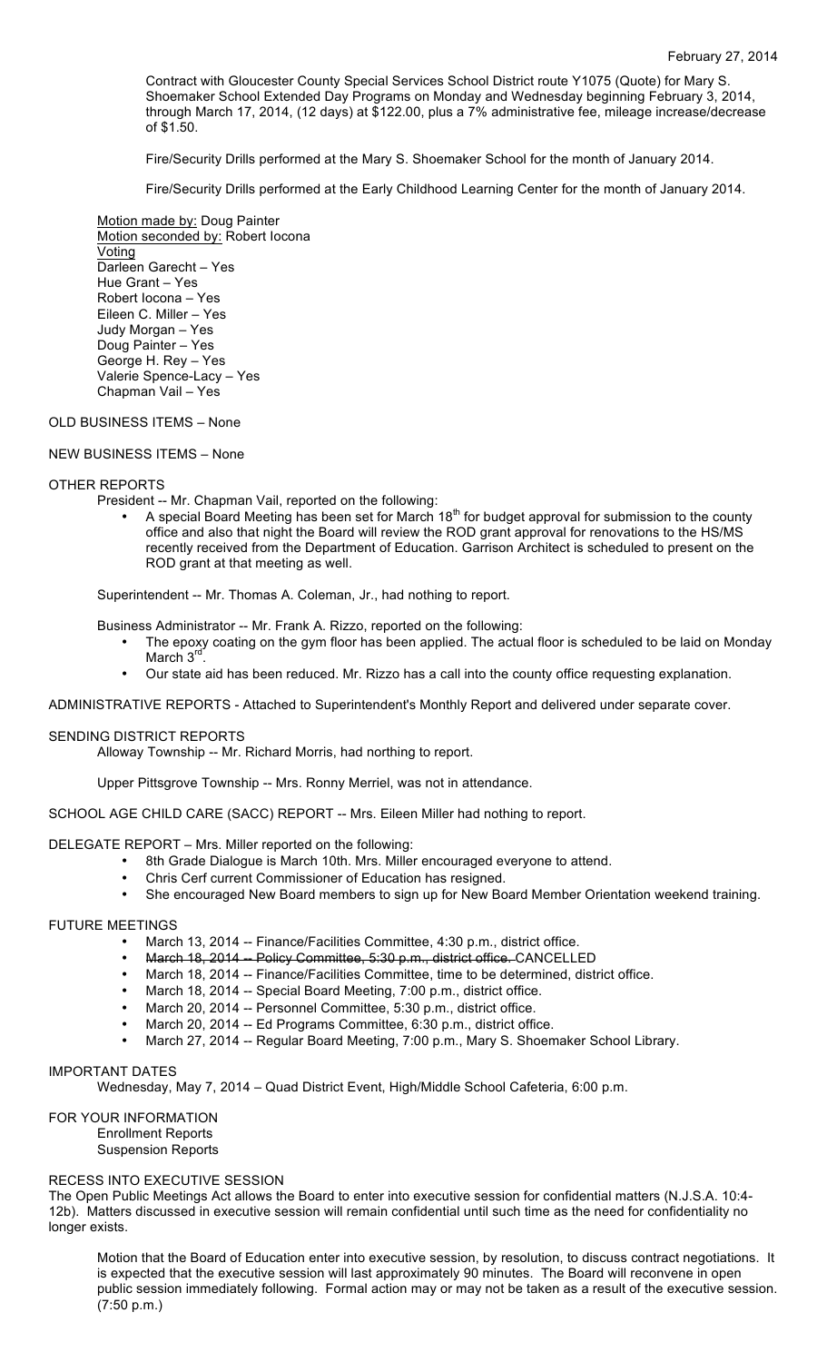Contract with Gloucester County Special Services School District route Y1075 (Quote) for Mary S. Shoemaker School Extended Day Programs on Monday and Wednesday beginning February 3, 2014, through March 17, 2014, (12 days) at $122.00, plus a 7% administrative fee, mileage increase/decrease of $1.50.

Fire/Security Drills performed at the Mary S. Shoemaker School for the month of January 2014.

Fire/Security Drills performed at the Early Childhood Learning Center for the month of January 2014.

Motion made by: Doug Painter
Motion seconded by: Robert Iocona
Voting
Darleen Garecht – Yes
Hue Grant – Yes
Robert Iocona – Yes
Eileen C. Miller – Yes
Judy Morgan – Yes
Doug Painter – Yes
George H. Rey – Yes
Valerie Spence-Lacy – Yes
Chapman Vail – Yes

OLD BUSINESS ITEMS – None

NEW BUSINESS ITEMS – None

OTHER REPORTS

President -- Mr. Chapman Vail, reported on the following:

- A special Board Meeting has been set for March 18th for budget approval for submission to the county office and also that night the Board will review the ROD grant approval for renovations to the HS/MS recently received from the Department of Education. Garrison Architect is scheduled to present on the ROD grant at that meeting as well.

Superintendent -- Mr. Thomas A. Coleman, Jr., had nothing to report.

Business Administrator -- Mr. Frank A. Rizzo, reported on the following:

- The epoxy coating on the gym floor has been applied. The actual floor is scheduled to be laid on Monday March 3rd.
- Our state aid has been reduced. Mr. Rizzo has a call into the county office requesting explanation.

ADMINISTRATIVE REPORTS - Attached to Superintendent's Monthly Report and delivered under separate cover.

SENDING DISTRICT REPORTS

Alloway Township -- Mr. Richard Morris, had northing to report.

Upper Pittsgrove Township -- Mrs. Ronny Merriel, was not in attendance.

SCHOOL AGE CHILD CARE (SACC) REPORT -- Mrs. Eileen Miller had nothing to report.

DELEGATE REPORT – Mrs. Miller reported on the following:

- 8th Grade Dialogue is March 10th. Mrs. Miller encouraged everyone to attend.
- Chris Cerf current Commissioner of Education has resigned.
- She encouraged New Board members to sign up for New Board Member Orientation weekend training.

FUTURE MEETINGS

- March 13, 2014 -- Finance/Facilities Committee, 4:30 p.m., district office.
- ~~March 18, 2014 -- Policy Committee, 5:30 p.m., district office.~~ CANCELLED
- March 18, 2014 -- Finance/Facilities Committee, time to be determined, district office.
- March 18, 2014 -- Special Board Meeting, 7:00 p.m., district office.
- March 20, 2014 -- Personnel Committee, 5:30 p.m., district office.
- March 20, 2014 -- Ed Programs Committee, 6:30 p.m., district office.
- March 27, 2014 -- Regular Board Meeting, 7:00 p.m., Mary S. Shoemaker School Library.

IMPORTANT DATES

Wednesday, May 7, 2014 – Quad District Event, High/Middle School Cafeteria, 6:00 p.m.

FOR YOUR INFORMATION

Enrollment Reports
Suspension Reports

RECESS INTO EXECUTIVE SESSION

The Open Public Meetings Act allows the Board to enter into executive session for confidential matters (N.J.S.A. 10:4-12b). Matters discussed in executive session will remain confidential until such time as the need for confidentiality no longer exists.

Motion that the Board of Education enter into executive session, by resolution, to discuss contract negotiations. It is expected that the executive session will last approximately 90 minutes. The Board will reconvene in open public session immediately following. Formal action may or may not be taken as a result of the executive session. (7:50 p.m.)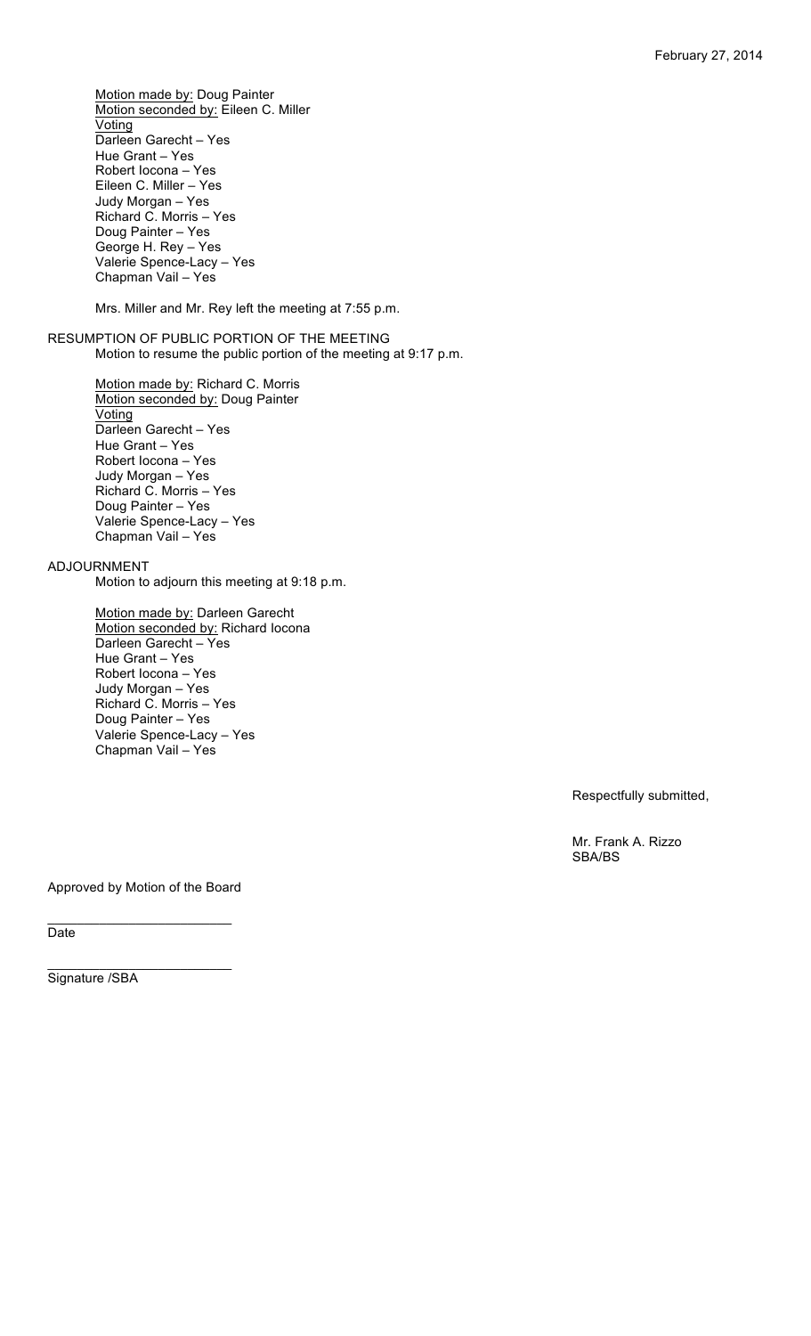Motion made by: Doug Painter
Motion seconded by: Eileen C. Miller
Voting
Darleen Garecht – Yes
Hue Grant – Yes
Robert Iocona – Yes
Eileen C. Miller – Yes
Judy Morgan – Yes
Richard C. Morris – Yes
Doug Painter – Yes
George H. Rey – Yes
Valerie Spence-Lacy – Yes
Chapman Vail – Yes

Mrs. Miller and Mr. Rey left the meeting at 7:55 p.m.

RESUMPTION OF PUBLIC PORTION OF THE MEETING

Motion to resume the public portion of the meeting at 9:17 p.m.

Motion made by: Richard C. Morris
Motion seconded by: Doug Painter
Voting
Darleen Garecht – Yes
Hue Grant – Yes
Robert Iocona – Yes
Judy Morgan – Yes
Richard C. Morris – Yes
Doug Painter – Yes
Valerie Spence-Lacy – Yes
Chapman Vail – Yes

ADJOURNMENT

Motion to adjourn this meeting at 9:18 p.m.

Motion made by: Darleen Garecht
Motion seconded by: Richard Iocona
Darleen Garecht – Yes
Hue Grant – Yes
Robert Iocona – Yes
Judy Morgan – Yes
Richard C. Morris – Yes
Doug Painter – Yes
Valerie Spence-Lacy – Yes
Chapman Vail – Yes

Respectfully submitted,

Mr. Frank A. Rizzo
SBA/BS

Approved by Motion of the Board

_________________________
Date

_________________________
Signature /SBA